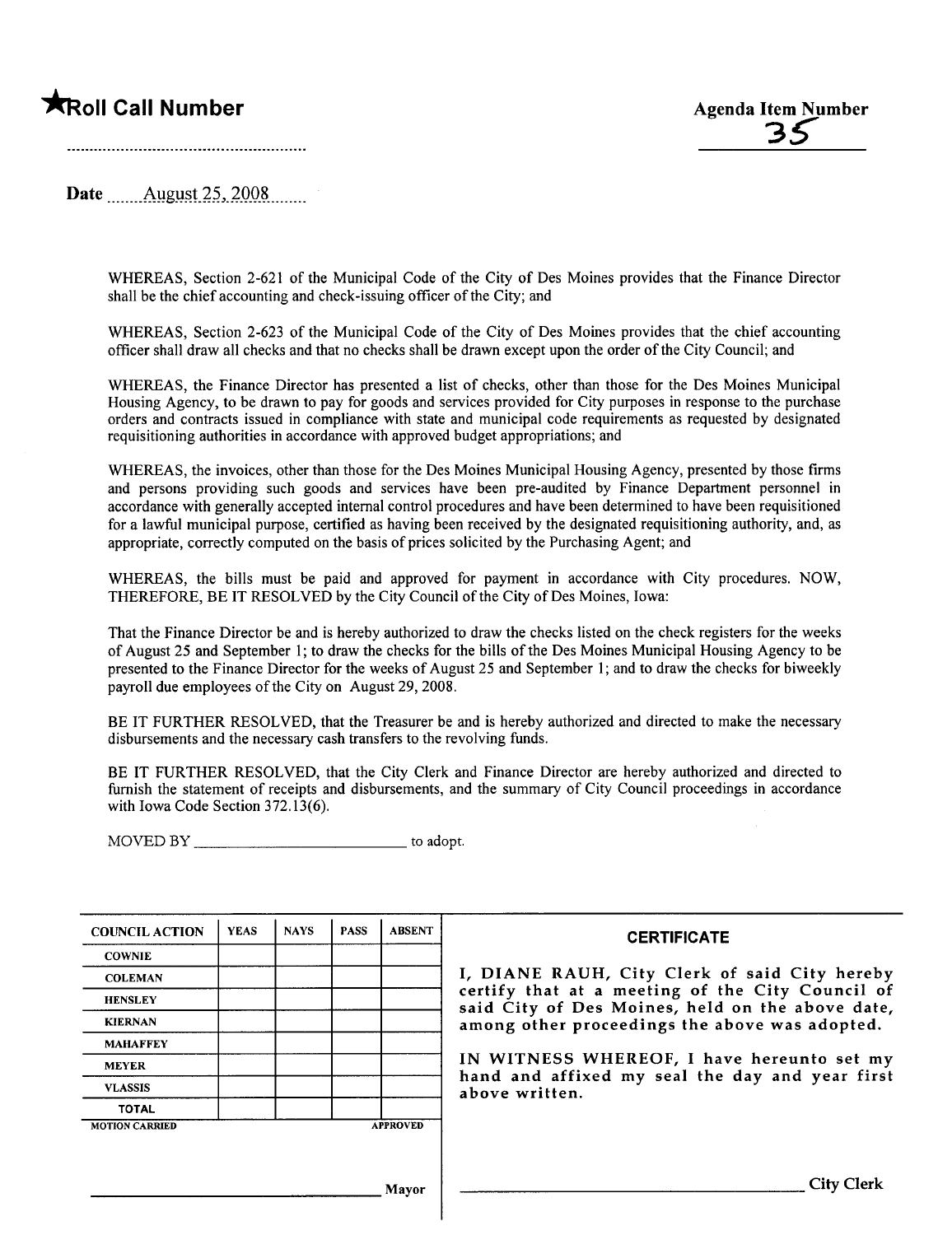**★Roll Call Number**

..........................................................

**Agenda Item Number**

35

Date ......August 25, 2008......

WHEREAS, Section 2-621 of the Municipal Code of the City of Des Moines provides that the Finance Director shall be the chief accounting and check-issuing officer of the City; and

WHEREAS, Section 2-623 of the Municipal Code of the City of Des Moines provides that the chief accounting officer shall draw all checks and that no checks shall be drawn except upon the order of the City Council; and

WHEREAS, the Finance Director has presented a list of checks, other than those for the Des Moines Municipal Housing Agency, to be drawn to pay for goods and services provided for City purposes in response to the purchase orders and contracts issued in compliance with state and municipal code requirements as requested by designated requisitioning authorities in accordance with approved budget appropriations; and

WHEREAS, the invoices, other than those for the Des Moines Municipal Housing Agency, presented by those firms and persons providing such goods and services have been pre-audited by Finance Department personnel in accordance with generally accepted internal control procedures and have been determined to have been requisitioned for a lawful municipal purpose, certified as having been received by the designated requisitioning authority, and, as appropriate, correctly computed on the basis of prices solicited by the Purchasing Agent; and

WHEREAS, the bills must be paid and approved for payment in accordance with City procedures. NOW, THEREFORE, BE IT RESOLVED by the City Council of the City of Des Moines, Iowa:

That the Finance Director be and is hereby authorized to draw the checks listed on the check registers for the weeks of August 25 and September 1; to draw the checks for the bills of the Des Moines Municipal Housing Agency to be presented to the Finance Director for the weeks of August 25 and September 1; and to draw the checks for biweekly payroll due employees of the City on August 29, 2008.

BE IT FURTHER RESOLVED, that the Treasurer be and is hereby authorized and directed to make the necessary disbursements and the necessary cash transfers to the revolving funds.

BE IT FURTHER RESOLVED, that the City Clerk and Finance Director are hereby authorized and directed to furnish the statement of receipts and disbursements, and the summary of City Council proceedings in accordance with Iowa Code Section 372.13(6).

MOVED BY ____________________________ to adopt.

| COUNCIL ACTION | YEAS | NAYS | PASS | ABSENT |
|---|---|---|---|---|
| COWNIE | | | | |
| COLEMAN | | | | |
| HENSLEY | | | | |
| KIERNAN | | | | |
| MAHAFFEY | | | | |
| MEYER | | | | |
| VLASSIS | | | | |
| TOTAL | | | | |

MOTION CARRIED APPROVED

______________________________ Mayor

**CERTIFICATE**

I, DIANE RAUH, City Clerk of said City hereby certify that at a meeting of the City Council of said City of Des Moines, held on the above date, among other proceedings the above was adopted.

IN WITNESS WHEREOF, I have hereunto set my hand and affixed my seal the day and year first above written.

______________________________ City Clerk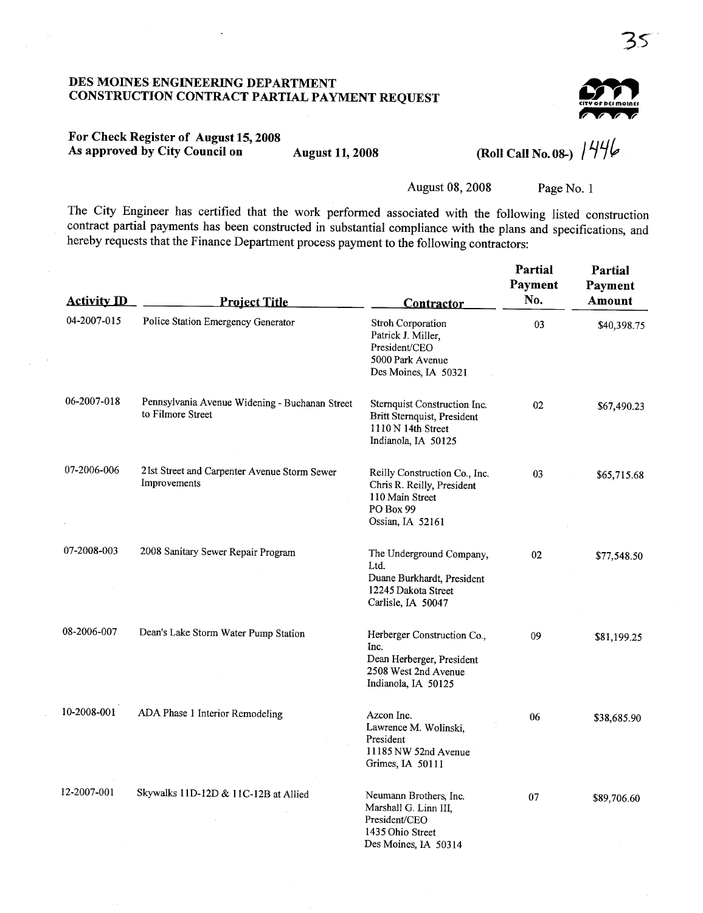# DES MOINES ENGINEERING DEPARTMENT
## CONSTRUCTION CONTRACT PARTIAL PAYMENT REQUEST

**For Check Register of August 15, 2008**
**As approved by City Council on August 11, 2008** **(Roll Call No. 08-)** 1446

August 08, 2008

The City Engineer has certified that the work performed associated with the following listed construction contract partial payments has been constructed in substantial compliance with the plans and specifications, and hereby requests that the Finance Department process payment to the following contractors:

| Activity ID | Project Title | Contractor | Partial Payment No. | Partial Payment Amount |
|---|---|---|---|---|
| 04-2007-015 | Police Station Emergency Generator | Stroh Corporation<br>Patrick J. Miller, President/CEO<br>5000 Park Avenue<br>Des Moines, IA 50321 | 03 | $40,398.75 |
| 06-2007-018 | Pennsylvania Avenue Widening - Buchanan Street to Filmore Street | Sternquist Construction Inc.<br>Britt Sternquist, President<br>1110 N 14th Street<br>Indianola, IA 50125 | 02 | $67,490.23 |
| 07-2006-006 | 21st Street and Carpenter Avenue Storm Sewer Improvements | Reilly Construction Co., Inc.<br>Chris R. Reilly, President<br>110 Main Street<br>PO Box 99<br>Ossian, IA 52161 | 03 | $65,715.68 |
| 07-2008-003 | 2008 Sanitary Sewer Repair Program | The Underground Company, Ltd.<br>Duane Burkhardt, President<br>12245 Dakota Street<br>Carlisle, IA 50047 | 02 | $77,548.50 |
| 08-2006-007 | Dean's Lake Storm Water Pump Station | Herberger Construction Co., Inc.<br>Dean Herberger, President<br>2508 West 2nd Avenue<br>Indianola, IA 50125 | 09 | $81,199.25 |
| 10-2008-001 | ADA Phase 1 Interior Remodeling | Azcon Inc.<br>Lawrence M. Wolinski, President<br>11185 NW 52nd Avenue<br>Grimes, IA 50111 | 06 | $38,685.90 |
| 12-2007-001 | Skywalks 11D-12D & 11C-12B at Allied | Neumann Brothers, Inc.<br>Marshall G. Linn III, President/CEO<br>1435 Ohio Street<br>Des Moines, IA 50314 | 07 | $89,706.60 |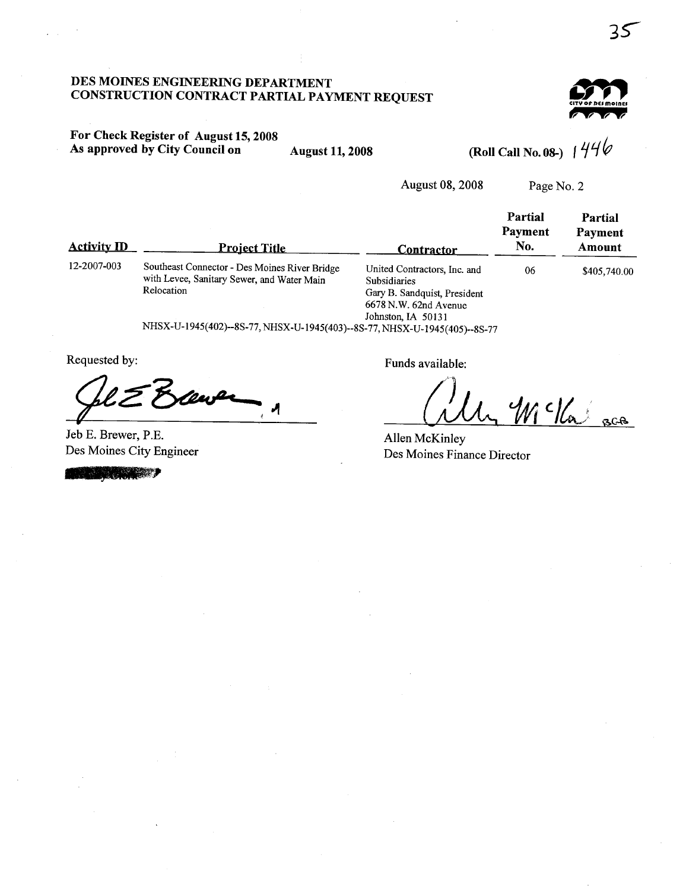# DES MOINES ENGINEERING DEPARTMENT
# CONSTRUCTION CONTRACT PARTIAL PAYMENT REQUEST

**For Check Register of August 15, 2008**
**As approved by City Council on** **August 11, 2008** **(Roll Call No. 08-)** 1446

August 08, 2008

| Activity ID | Project Title | Contractor | Partial Payment No. | Partial Payment Amount |
|---|---|---|---|---|
| 12-2007-003 | Southeast Connector - Des Moines River Bridge with Levee, Sanitary Sewer, and Water Main Relocation | United Contractors, Inc. and Subsidiaries<br>Gary B. Sandquist, President<br>6678 N.W. 62nd Avenue<br>Johnston, IA 50131 | 06 | $405,740.00 |

NHSX-U-1945(402)--8S-77, NHSX-U-1945(403)--8S-77, NHSX-U-1945(405)--8S-77

Requested by:

Jeb E. Brewer, P.E.
Des Moines City Engineer

Funds available:

Allen McKinley
Des Moines Finance Director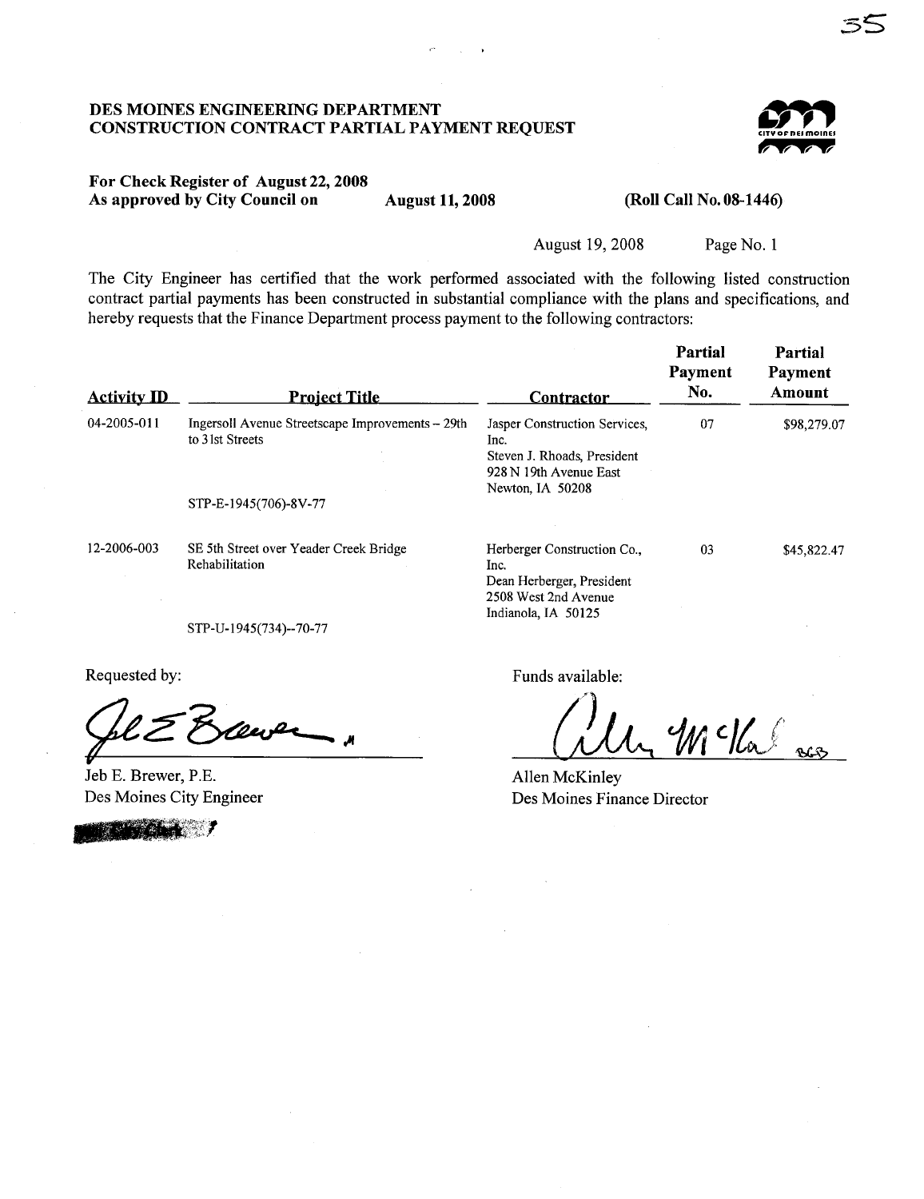**DES MOINES ENGINEERING DEPARTMENT**
**CONSTRUCTION CONTRACT PARTIAL PAYMENT REQUEST**

**For Check Register of August 22, 2008**
**As approved by City Council on August 11, 2008 (Roll Call No. 08-1446)**

August 19, 2008 Page No. 1

The City Engineer has certified that the work performed associated with the following listed construction contract partial payments has been constructed in substantial compliance with the plans and specifications, and hereby requests that the Finance Department process payment to the following contractors:

| Activity ID | Project Title | Contractor | Partial Payment No. | Partial Payment Amount |
|---|---|---|---|---|
| 04-2005-011 | Ingersoll Avenue Streetscape Improvements – 29th to 31st Streets<br><br>STP-E-1945(706)-8V-77 | Jasper Construction Services, Inc.<br>Steven J. Rhoads, President<br>928 N 19th Avenue East<br>Newton, IA 50208 | 07 | $98,279.07 |
| 12-2006-003 | SE 5th Street over Yeader Creek Bridge Rehabilitation<br><br>STP-U-1945(734)--70-77 | Herberger Construction Co., Inc.<br>Dean Herberger, President<br>2508 West 2nd Avenue<br>Indianola, IA 50125 | 03 | $45,822.47 |

Requested by:

Jeb E. Brewer, P.E.
Des Moines City Engineer

Funds available:

Allen McKinley
Des Moines Finance Director